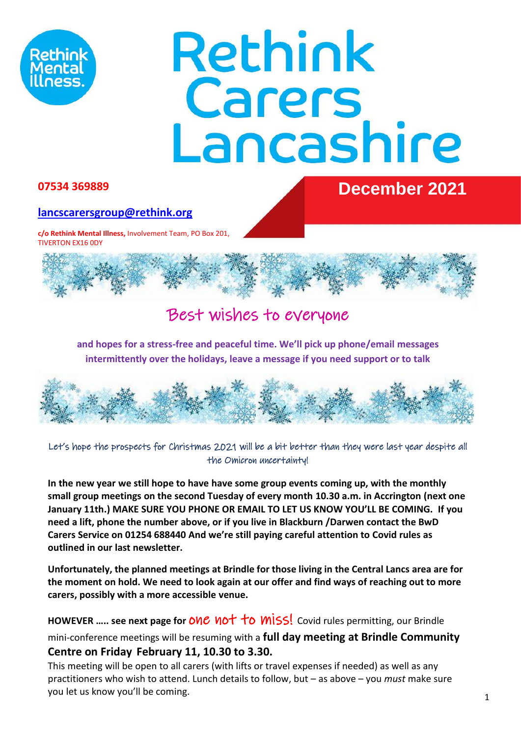# Rethink Carers Lancashire

**07534 369889**

**[lancscarersgroup@rethink.org](mailto:lancscarersgroup@rethink.org)**

**c/o Rethink Mental Illness,** Involvement Team, PO Box 201, TIVERTON EX16 0DY

## December 2021

## Best wishes to everyone

**and hopes for a stress-free and peaceful time. We'll pick up phone/email messages intermittently over the holidays, leave a message if you need support or to talk**

Let's hope the prospects for Christmas 2021 will be a bit better than they were last year despite all the Omicron uncertainty!

**In the new year we still hope to have have some group events coming up, with the monthly small group meetings on the second Tuesday of every month 10.30 a.m. in Accrington (next one January 11th.) MAKE SURE YOU PHONE OR EMAIL TO LET US KNOW YOU'LL BE COMING. If you need a lift, phone the number above, or if you live in Blackburn /Darwen contact the BwD Carers Service on 01254 688440 And we're still paying careful attention to Covid rules as outlined in our last newsletter.**

**Unfortunately, the planned meetings at Brindle for those living in the Central Lancs area are for the moment on hold. We need to look again at our offer and find ways of reaching out to more carers, possibly with a more accessible venue.**

**HOWEVER ….. see next page for** one not to miss! Covid rules permitting, our Brindle mini-conference meetings will be resuming with a **full day meeting at Brindle Community Centre on Friday February 11, 10.30 to 3.30.**

This meeting will be open to all carers (with lifts or travel expenses if needed) as well as any practitioners who wish to attend. Lunch details to follow, but – as above – you *must* make sure you let us know you'll be coming.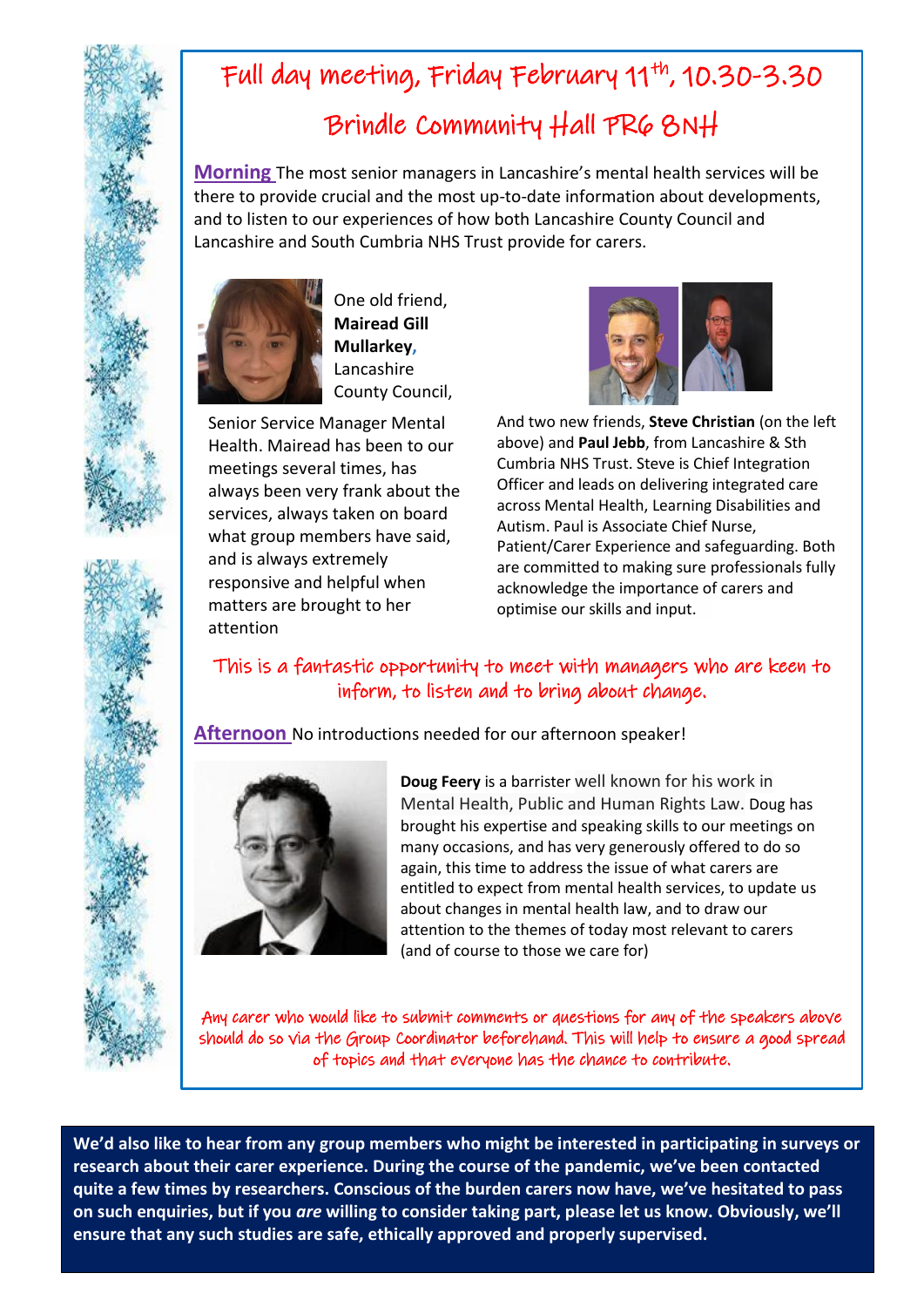# Full day meeting, Friday February 11th, 10.30-3.30

## Brindle Community Hall PR6 8NH

**Morning** The most senior managers in Lancashire's mental health services will be there to provide crucial and the most up-to-date information about developments, and to listen to our experiences of how both Lancashire County Council and Lancashire and South Cumbria NHS Trust provide for carers.

One old friend, **Mairead Gill Mullarkey**, Lancashire County Council, Senior Service Manager Mental Health. Mairead has been to our meetings several times, has always been very frank about the services, always taken on board what group members have said, and is always extremely responsive and helpful when matters are brought to her attention

And two new friends, **Steve Christian** (on the left above) and **Paul Jebb**, from Lancashire & Sth Cumbria NHS Trust. Steve is Chief Integration Officer and leads on delivering integrated care across Mental Health, Learning Disabilities and Autism. Paul is Associate Chief Nurse, Patient/Carer Experience and safeguarding. Both are committed to making sure professionals fully acknowledge the importance of carers and optimise our skills and input.

This is a fantastic opportunity to meet with managers who are keen to inform, to listen and to bring about change.

**Afternoon** No introductions needed for our afternoon speaker!

**Doug Feery** is a barrister well known for his work in Mental Health, Public and Human Rights Law. Doug has brought his expertise and speaking skills to our meetings on many occasions, and has very generously offered to do so again, this time to address the issue of what carers are entitled to expect from mental health services, to update us about changes in mental health law, and to draw our attention to the themes of today most relevant to carers (and of course to those we care for)

Any carer who would like to submit comments or questions for any of the speakers above should do so via the Group Coordinator beforehand. This will help to ensure a good spread of topics and that everyone has the chance to contribute.

**We'd also like to hear from any group members who might be interested in participating in surveys or research about their carer experience. During the course of the pandemic, we've been contacted quite a few times by researchers. Conscious of the burden carers now have, we've hesitated to pass on such enquiries, but if you *are* willing to consider taking part, please let us know. Obviously, we'll ensure that any such studies are safe, ethically approved and properly supervised.**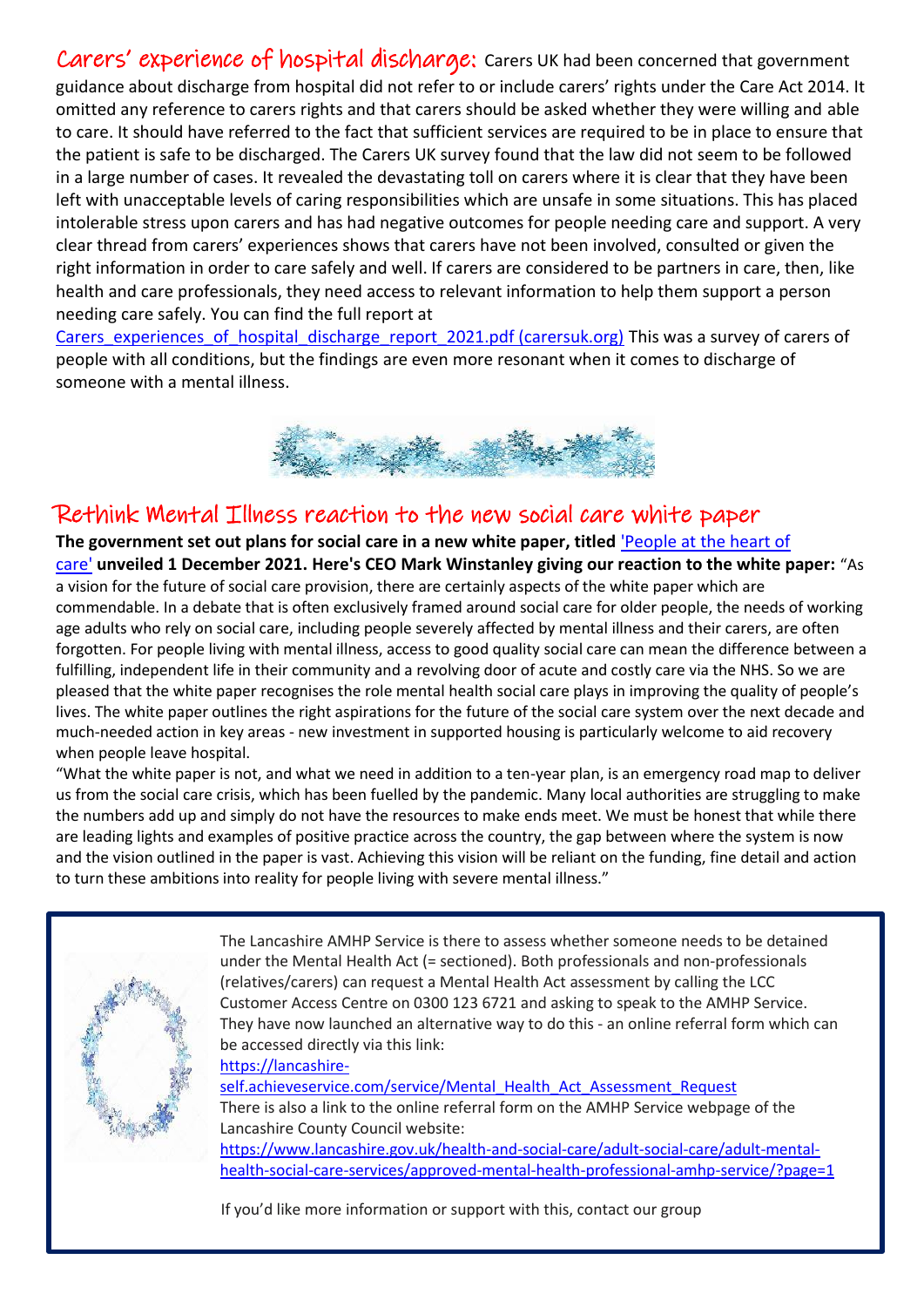## Carers' experience of hospital discharge:

Carers UK had been concerned that government guidance about discharge from hospital did not refer to or include carers' rights under the Care Act 2014. It omitted any reference to carers rights and that carers should be asked whether they were willing and able to care. It should have referred to the fact that sufficient services are required to be in place to ensure that the patient is safe to be discharged. The Carers UK survey found that the law did not seem to be followed in a large number of cases. It revealed the devastating toll on carers where it is clear that they have been left with unacceptable levels of caring responsibilities which are unsafe in some situations. This has placed intolerable stress upon carers and has had negative outcomes for people needing care and support. A very clear thread from carers' experiences shows that carers have not been involved, consulted or given the right information in order to care safely and well. If carers are considered to be partners in care, then, like health and care professionals, they need access to relevant information to help them support a person needing care safely. You can find the full report at Carers_experiences_of_hospital_discharge_report_2021.pdf (carersuk.org) This was a survey of carers of people with all conditions, but the findings are even more resonant when it comes to discharge of someone with a mental illness.

## Rethink Mental Illness reaction to the new social care white paper

**The government set out plans for social care in a new white paper, titled** 'People at the heart of care' **unveiled 1 December 2021. Here's CEO Mark Winstanley giving our reaction to the white paper:** "As a vision for the future of social care provision, there are certainly aspects of the white paper which are commendable. In a debate that is often exclusively framed around social care for older people, the needs of working age adults who rely on social care, including people severely affected by mental illness and their carers, are often forgotten. For people living with mental illness, access to good quality social care can mean the difference between a fulfilling, independent life in their community and a revolving door of acute and costly care via the NHS. So we are pleased that the white paper recognises the role mental health social care plays in improving the quality of people's lives. The white paper outlines the right aspirations for the future of the social care system over the next decade and much-needed action in key areas - new investment in supported housing is particularly welcome to aid recovery when people leave hospital.

"What the white paper is not, and what we need in addition to a ten-year plan, is an emergency road map to deliver us from the social care crisis, which has been fuelled by the pandemic. Many local authorities are struggling to make the numbers add up and simply do not have the resources to make ends meet. We must be honest that while there are leading lights and examples of positive practice across the country, the gap between where the system is now and the vision outlined in the paper is vast. Achieving this vision will be reliant on the funding, fine detail and action to turn these ambitions into reality for people living with severe mental illness."

The Lancashire AMHP Service is there to assess whether someone needs to be detained under the Mental Health Act (= sectioned). Both professionals and non-professionals (relatives/carers) can request a Mental Health Act assessment by calling the LCC Customer Access Centre on 0300 123 6721 and asking to speak to the AMHP Service. They have now launched an alternative way to do this - an online referral form which can be accessed directly via this link:
https://lancashire-self.achieveservice.com/service/Mental_Health_Act_Assessment_Request
There is also a link to the online referral form on the AMHP Service webpage of the Lancashire County Council website:
https://www.lancashire.gov.uk/health-and-social-care/adult-social-care/adult-mental-health-social-care-services/approved-mental-health-professional-amhp-service/?page=1

If you'd like more information or support with this, contact our group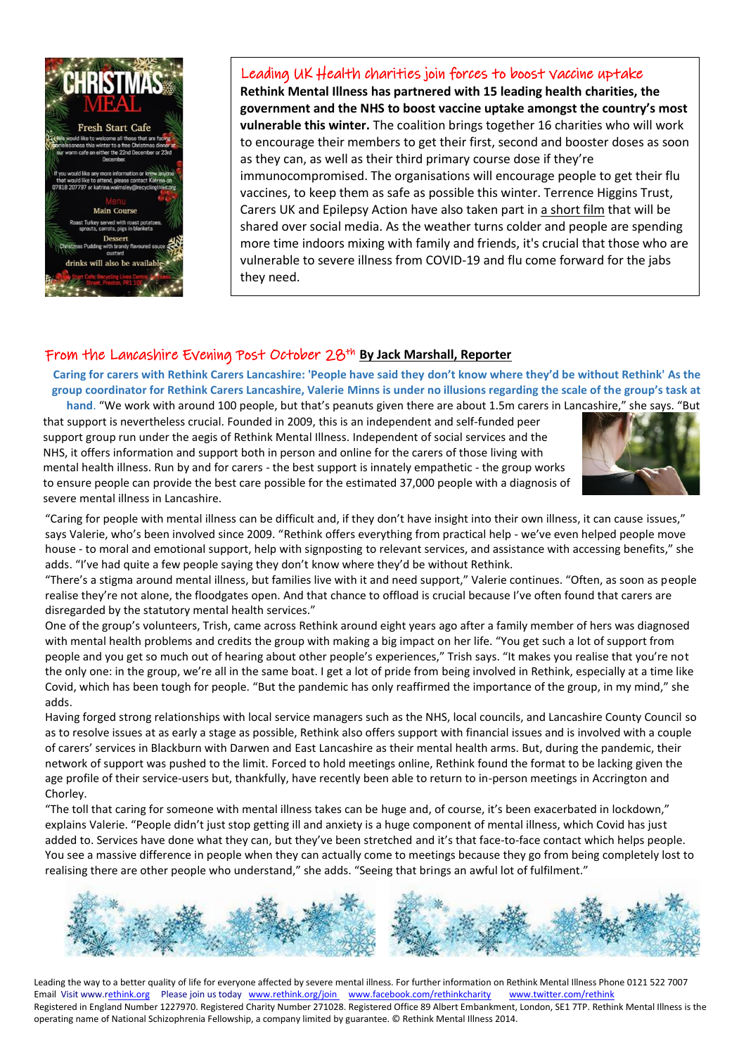## Leading UK Health charities join forces to boost vaccine uptake

**Rethink Mental Illness has partnered with 15 leading health charities, the government and the NHS to boost vaccine uptake amongst the country's most vulnerable this winter.** The coalition brings together 16 charities who will work to encourage their members to get their first, second and booster doses as soon as they can, as well as their third primary course dose if they're immunocompromised. The organisations will encourage people to get their flu vaccines, to keep them as safe as possible this winter. Terrence Higgins Trust, Carers UK and Epilepsy Action have also taken part in a short film that will be shared over social media. As the weather turns colder and people are spending more time indoors mixing with family and friends, it's crucial that those who are vulnerable to severe illness from COVID-19 and flu come forward for the jabs they need.

## From the Lancashire Evening Post October 28th **By Jack Marshall, Reporter**

**Caring for carers with Rethink Carers Lancashire: 'People have said they don't know where they'd be without Rethink' As the group coordinator for Rethink Carers Lancashire, Valerie Minns is under no illusions regarding the scale of the group's task at hand**. "We work with around 100 people, but that's peanuts given there are about 1.5m carers in Lancashire," she says. "But that support is nevertheless crucial. Founded in 2009, this is an independent and self-funded peer support group run under the aegis of Rethink Mental Illness. Independent of social services and the NHS, it offers information and support both in person and online for the carers of those living with mental health illness. Run by and for carers - the best support is innately empathetic - the group works to ensure people can provide the best care possible for the estimated 37,000 people with a diagnosis of severe mental illness in Lancashire.

"Caring for people with mental illness can be difficult and, if they don't have insight into their own illness, it can cause issues," says Valerie, who's been involved since 2009. "Rethink offers everything from practical help - we've even helped people move house - to moral and emotional support, help with signposting to relevant services, and assistance with accessing benefits," she adds. "I've had quite a few people saying they don't know where they'd be without Rethink.

"There's a stigma around mental illness, but families live with it and need support," Valerie continues. "Often, as soon as people realise they're not alone, the floodgates open. And that chance to offload is crucial because I've often found that carers are disregarded by the statutory mental health services."

One of the group's volunteers, Trish, came across Rethink around eight years ago after a family member of hers was diagnosed with mental health problems and credits the group with making a big impact on her life. "You get such a lot of support from people and you get so much out of hearing about other people's experiences," Trish says. "It makes you realise that you're not the only one: in the group, we're all in the same boat. I get a lot of pride from being involved in Rethink, especially at a time like Covid, which has been tough for people. "But the pandemic has only reaffirmed the importance of the group, in my mind," she adds.

Having forged strong relationships with local service managers such as the NHS, local councils, and Lancashire County Council so as to resolve issues at as early a stage as possible, Rethink also offers support with financial issues and is involved with a couple of carers' services in Blackburn with Darwen and East Lancashire as their mental health arms. But, during the pandemic, their network of support was pushed to the limit. Forced to hold meetings online, Rethink found the format to be lacking given the age profile of their service-users but, thankfully, have recently been able to return to in-person meetings in Accrington and Chorley.

"The toll that caring for someone with mental illness takes can be huge and, of course, it's been exacerbated in lockdown," explains Valerie. "People didn't just stop getting ill and anxiety is a huge component of mental illness, which Covid has just added to. Services have done what they can, but they've been stretched and it's that face-to-face contact which helps people. You see a massive difference in people when they can actually come to meetings because they go from being completely lost to realising there are other people who understand," she adds. "Seeing that brings an awful lot of fulfilment."

Leading the way to a better quality of life for everyone affected by severe mental illness. For further information on Rethink Mental Illness Phone 0121 522 7007 Email Visit www.rethink.org Please join us today www.rethink.org/join www.facebook.com/rethinkcharity www.twitter.com/rethink
Registered in England Number 1227970. Registered Charity Number 271028. Registered Office 89 Albert Embankment, London, SE1 7TP. Rethink Mental Illness is the operating name of National Schizophrenia Fellowship, a company limited by guarantee. © Rethink Mental Illness 2014.